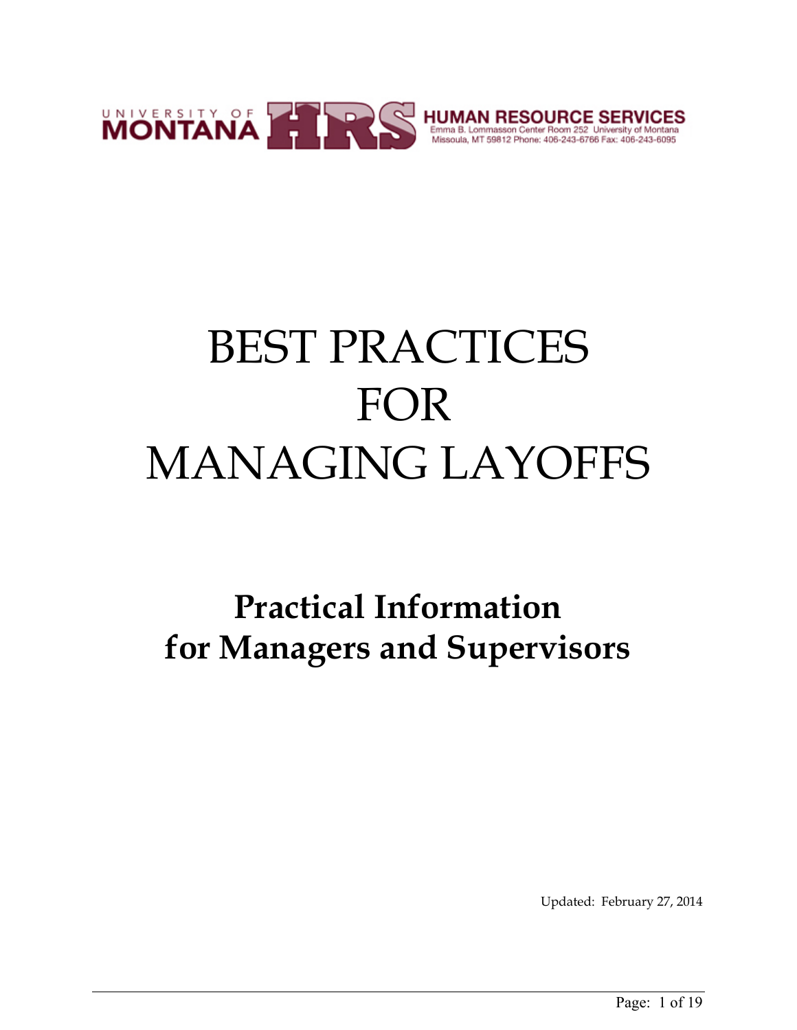UNIVERSITY OF MONTANA HRS HUMAN RESOURCE SERVICES
Emma B. Lommasson Center Room 252 University of Montana
Missoula, MT 59812 Phone: 406-243-6766 Fax: 406-243-6095

# BEST PRACTICES FOR MANAGING LAYOFFS

## Practical Information for Managers and Supervisors

Updated: February 27, 2014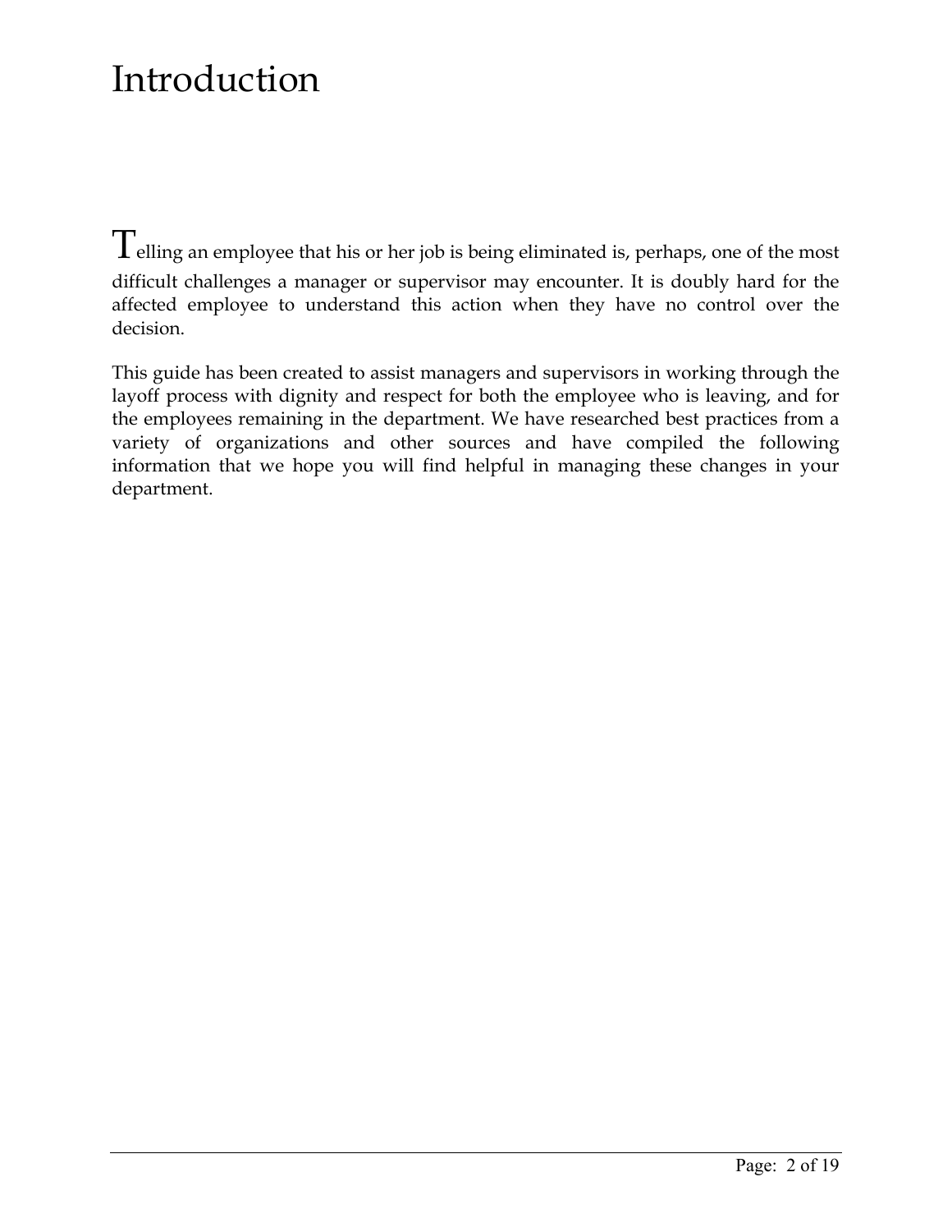# Introduction

Telling an employee that his or her job is being eliminated is, perhaps, one of the most difficult challenges a manager or supervisor may encounter. It is doubly hard for the affected employee to understand this action when they have no control over the decision.

This guide has been created to assist managers and supervisors in working through the layoff process with dignity and respect for both the employee who is leaving, and for the employees remaining in the department. We have researched best practices from a variety of organizations and other sources and have compiled the following information that we hope you will find helpful in managing these changes in your department.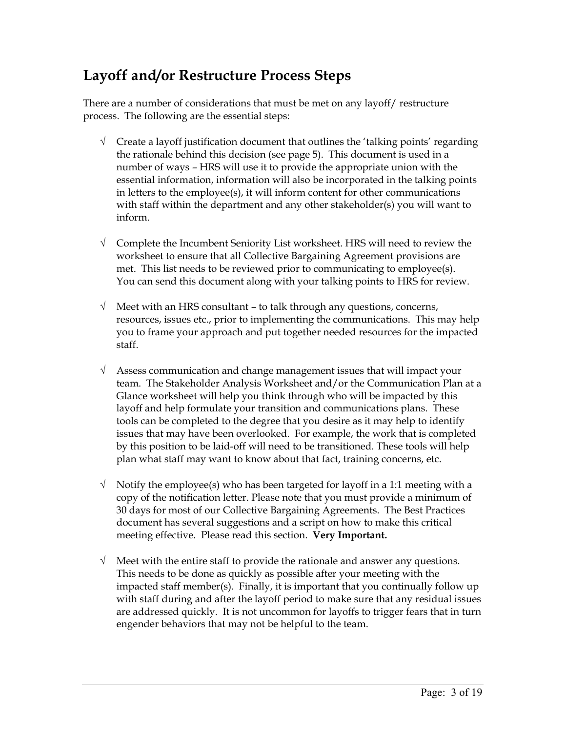## Layoff and/or Restructure Process Steps

There are a number of considerations that must be met on any layoff/ restructure process. The following are the essential steps:

- √ Create a layoff justification document that outlines the 'talking points' regarding the rationale behind this decision (see page 5). This document is used in a number of ways – HRS will use it to provide the appropriate union with the essential information, information will also be incorporated in the talking points in letters to the employee(s), it will inform content for other communications with staff within the department and any other stakeholder(s) you will want to inform.

- √ Complete the Incumbent Seniority List worksheet. HRS will need to review the worksheet to ensure that all Collective Bargaining Agreement provisions are met. This list needs to be reviewed prior to communicating to employee(s). You can send this document along with your talking points to HRS for review.

- √ Meet with an HRS consultant – to talk through any questions, concerns, resources, issues etc., prior to implementing the communications. This may help you to frame your approach and put together needed resources for the impacted staff.

- √ Assess communication and change management issues that will impact your team. The Stakeholder Analysis Worksheet and/or the Communication Plan at a Glance worksheet will help you think through who will be impacted by this layoff and help formulate your transition and communications plans. These tools can be completed to the degree that you desire as it may help to identify issues that may have been overlooked. For example, the work that is completed by this position to be laid-off will need to be transitioned. These tools will help plan what staff may want to know about that fact, training concerns, etc.

- √ Notify the employee(s) who has been targeted for layoff in a 1:1 meeting with a copy of the notification letter. Please note that you must provide a minimum of 30 days for most of our Collective Bargaining Agreements. The Best Practices document has several suggestions and a script on how to make this critical meeting effective. Please read this section. **Very Important.**

- √ Meet with the entire staff to provide the rationale and answer any questions. This needs to be done as quickly as possible after your meeting with the impacted staff member(s). Finally, it is important that you continually follow up with staff during and after the layoff period to make sure that any residual issues are addressed quickly. It is not uncommon for layoffs to trigger fears that in turn engender behaviors that may not be helpful to the team.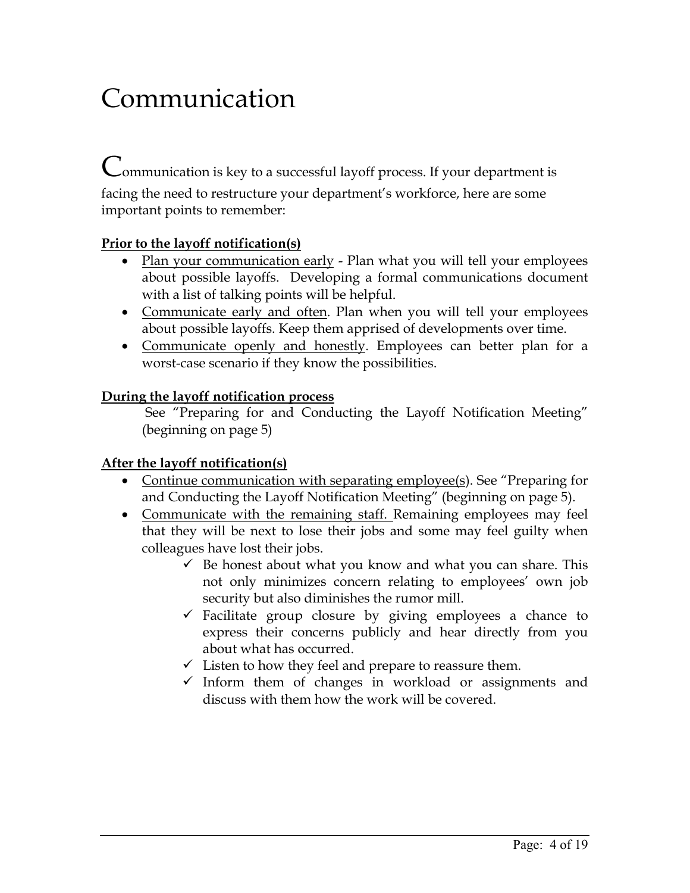# Communication

Communication is key to a successful layoff process. If your department is facing the need to restructure your department's workforce, here are some important points to remember:

**Prior to the layoff notification(s)**

- Plan your communication early - Plan what you will tell your employees about possible layoffs. Developing a formal communications document with a list of talking points will be helpful.
- Communicate early and often. Plan when you will tell your employees about possible layoffs. Keep them apprised of developments over time.
- Communicate openly and honestly. Employees can better plan for a worst-case scenario if they know the possibilities.

**During the layoff notification process**

See "Preparing for and Conducting the Layoff Notification Meeting" (beginning on page 5)

**After the layoff notification(s)**

- Continue communication with separating employee(s). See "Preparing for and Conducting the Layoff Notification Meeting" (beginning on page 5).
- Communicate with the remaining staff. Remaining employees may feel that they will be next to lose their jobs and some may feel guilty when colleagues have lost their jobs.
  - ✓ Be honest about what you know and what you can share. This not only minimizes concern relating to employees' own job security but also diminishes the rumor mill.
  - ✓ Facilitate group closure by giving employees a chance to express their concerns publicly and hear directly from you about what has occurred.
  - ✓ Listen to how they feel and prepare to reassure them.
  - ✓ Inform them of changes in workload or assignments and discuss with them how the work will be covered.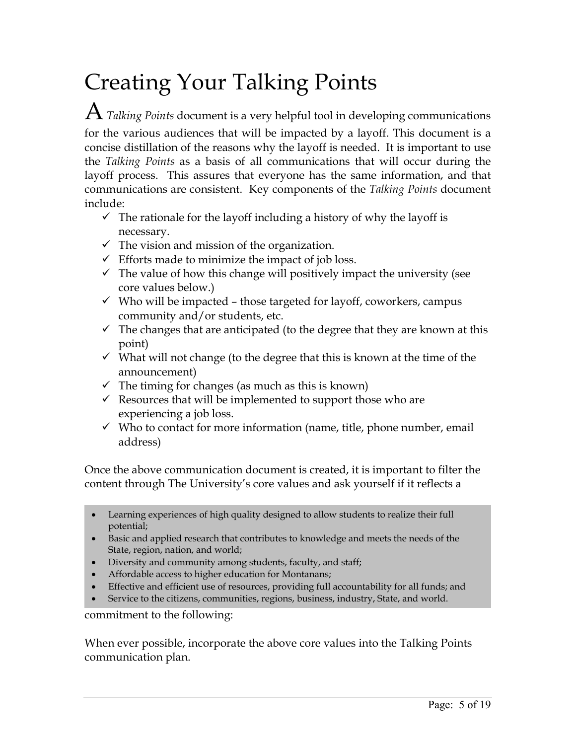# Creating Your Talking Points

A *Talking Points* document is a very helpful tool in developing communications for the various audiences that will be impacted by a layoff. This document is a concise distillation of the reasons why the layoff is needed. It is important to use the *Talking Points* as a basis of all communications that will occur during the layoff process. This assures that everyone has the same information, and that communications are consistent. Key components of the *Talking Points* document include:

- ✓ The rationale for the layoff including a history of why the layoff is necessary.
- ✓ The vision and mission of the organization.
- ✓ Efforts made to minimize the impact of job loss.
- ✓ The value of how this change will positively impact the university (see core values below.)
- ✓ Who will be impacted – those targeted for layoff, coworkers, campus community and/or students, etc.
- ✓ The changes that are anticipated (to the degree that they are known at this point)
- ✓ What will not change (to the degree that this is known at the time of the announcement)
- ✓ The timing for changes (as much as this is known)
- ✓ Resources that will be implemented to support those who are experiencing a job loss.
- ✓ Who to contact for more information (name, title, phone number, email address)

Once the above communication document is created, it is important to filter the content through The University's core values and ask yourself if it reflects a commitment to the following:

- Learning experiences of high quality designed to allow students to realize their full potential;
- Basic and applied research that contributes to knowledge and meets the needs of the State, region, nation, and world;
- Diversity and community among students, faculty, and staff;
- Affordable access to higher education for Montanans;
- Effective and efficient use of resources, providing full accountability for all funds; and
- Service to the citizens, communities, regions, business, industry, State, and world.

When ever possible, incorporate the above core values into the Talking Points communication plan.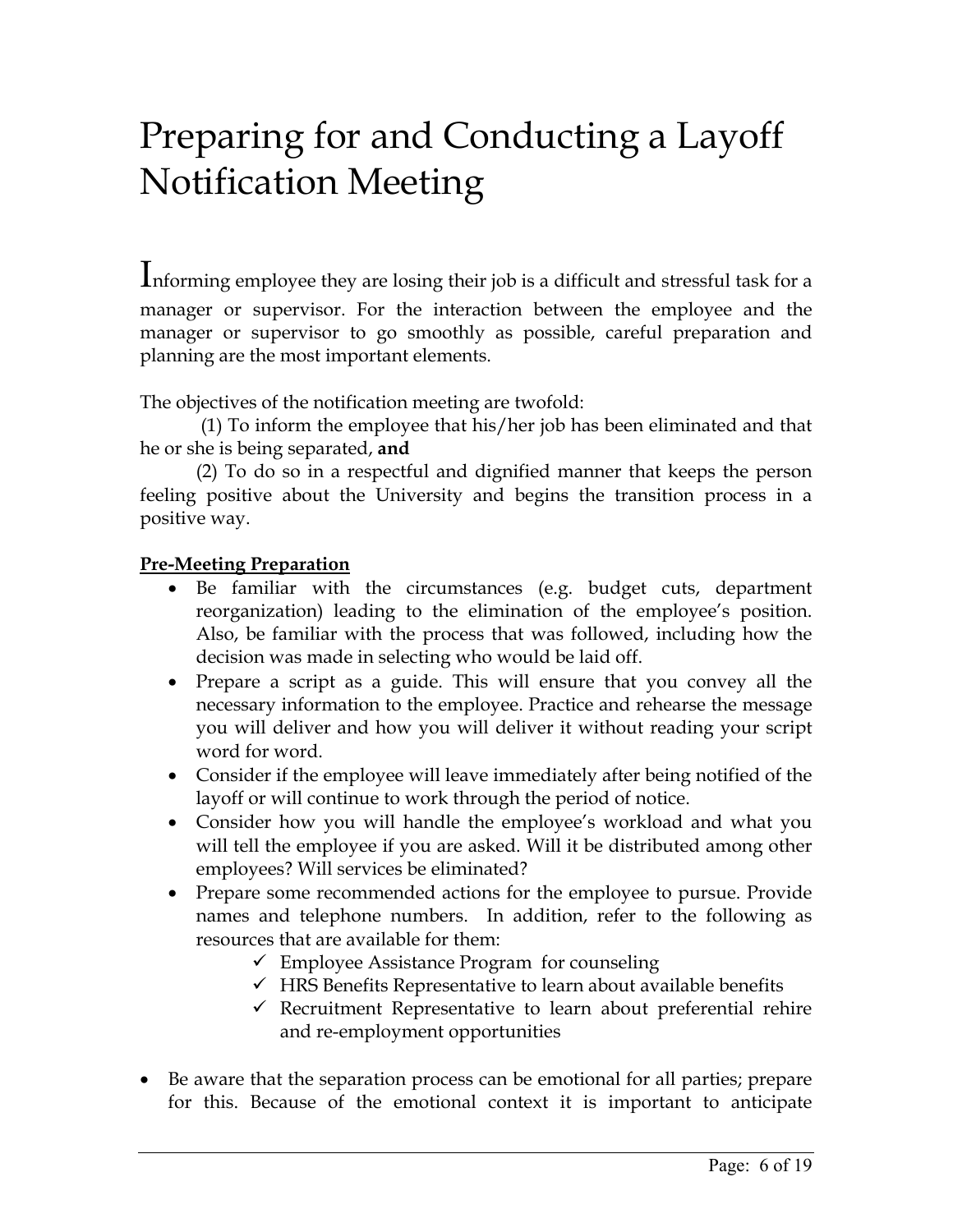# Preparing for and Conducting a Layoff Notification Meeting

Informing employee they are losing their job is a difficult and stressful task for a manager or supervisor. For the interaction between the employee and the manager or supervisor to go smoothly as possible, careful preparation and planning are the most important elements.

The objectives of the notification meeting are twofold:

(1) To inform the employee that his/her job has been eliminated and that he or she is being separated, **and**

(2) To do so in a respectful and dignified manner that keeps the person feeling positive about the University and begins the transition process in a positive way.

**Pre-Meeting Preparation**

- Be familiar with the circumstances (e.g. budget cuts, department reorganization) leading to the elimination of the employee's position. Also, be familiar with the process that was followed, including how the decision was made in selecting who would be laid off.
- Prepare a script as a guide. This will ensure that you convey all the necessary information to the employee. Practice and rehearse the message you will deliver and how you will deliver it without reading your script word for word.
- Consider if the employee will leave immediately after being notified of the layoff or will continue to work through the period of notice.
- Consider how you will handle the employee's workload and what you will tell the employee if you are asked. Will it be distributed among other employees? Will services be eliminated?
- Prepare some recommended actions for the employee to pursue. Provide names and telephone numbers. In addition, refer to the following as resources that are available for them:
  - ✓ Employee Assistance Program for counseling
  - ✓ HRS Benefits Representative to learn about available benefits
  - ✓ Recruitment Representative to learn about preferential rehire and re-employment opportunities

- Be aware that the separation process can be emotional for all parties; prepare for this. Because of the emotional context it is important to anticipate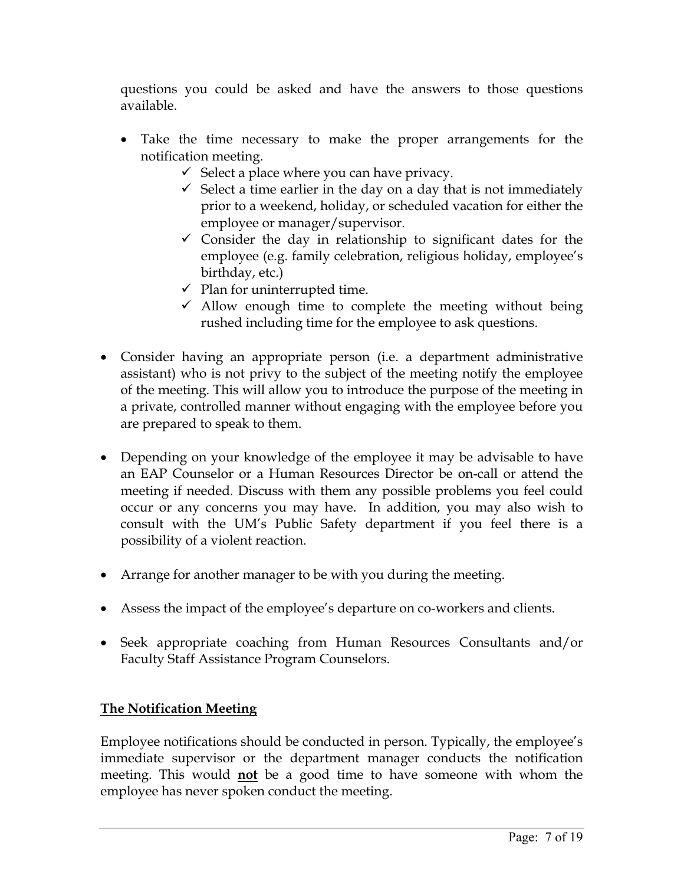questions you could be asked and have the answers to those questions available.

- Take the time necessary to make the proper arrangements for the notification meeting.
  - ✓ Select a place where you can have privacy.
  - ✓ Select a time earlier in the day on a day that is not immediately prior to a weekend, holiday, or scheduled vacation for either the employee or manager/supervisor.
  - ✓ Consider the day in relationship to significant dates for the employee (e.g. family celebration, religious holiday, employee's birthday, etc.)
  - ✓ Plan for uninterrupted time.
  - ✓ Allow enough time to complete the meeting without being rushed including time for the employee to ask questions.

- Consider having an appropriate person (i.e. a department administrative assistant) who is not privy to the subject of the meeting notify the employee of the meeting. This will allow you to introduce the purpose of the meeting in a private, controlled manner without engaging with the employee before you are prepared to speak to them.

- Depending on your knowledge of the employee it may be advisable to have an EAP Counselor or a Human Resources Director be on-call or attend the meeting if needed. Discuss with them any possible problems you feel could occur or any concerns you may have. In addition, you may also wish to consult with the UM's Public Safety department if you feel there is a possibility of a violent reaction.

- Arrange for another manager to be with you during the meeting.

- Assess the impact of the employee's departure on co-workers and clients.

- Seek appropriate coaching from Human Resources Consultants and/or Faculty Staff Assistance Program Counselors.

## <u>The Notification Meeting</u>

Employee notifications should be conducted in person. Typically, the employee's immediate supervisor or the department manager conducts the notification meeting. This would **<u>not</u>** be a good time to have someone with whom the employee has never spoken conduct the meeting.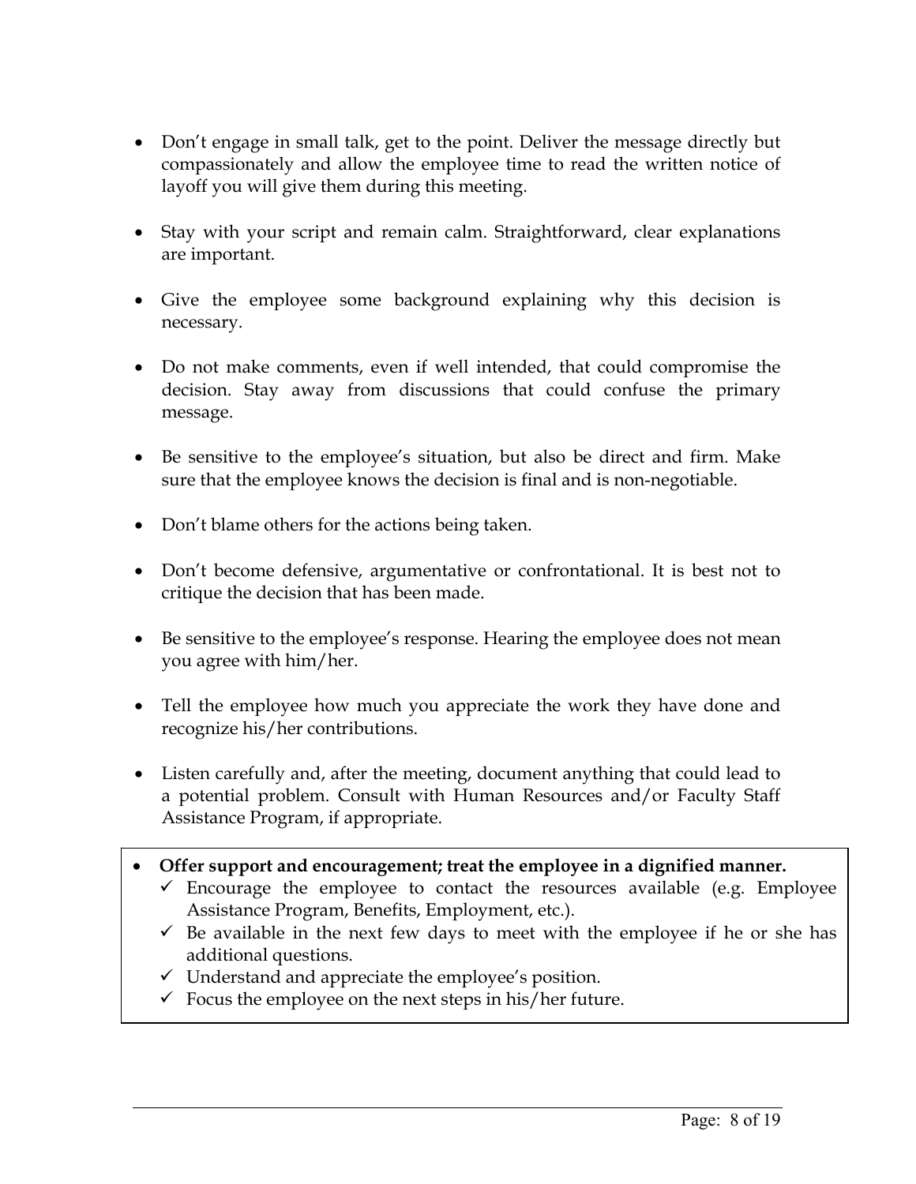- Don't engage in small talk, get to the point. Deliver the message directly but compassionately and allow the employee time to read the written notice of layoff you will give them during this meeting.

- Stay with your script and remain calm. Straightforward, clear explanations are important.

- Give the employee some background explaining why this decision is necessary.

- Do not make comments, even if well intended, that could compromise the decision. Stay away from discussions that could confuse the primary message.

- Be sensitive to the employee's situation, but also be direct and firm. Make sure that the employee knows the decision is final and is non-negotiable.

- Don't blame others for the actions being taken.

- Don't become defensive, argumentative or confrontational. It is best not to critique the decision that has been made.

- Be sensitive to the employee's response. Hearing the employee does not mean you agree with him/her.

- Tell the employee how much you appreciate the work they have done and recognize his/her contributions.

- Listen carefully and, after the meeting, document anything that could lead to a potential problem. Consult with Human Resources and/or Faculty Staff Assistance Program, if appropriate.

- **Offer support and encouragement; treat the employee in a dignified manner.**
  - ✓ Encourage the employee to contact the resources available (e.g. Employee Assistance Program, Benefits, Employment, etc.).
  - ✓ Be available in the next few days to meet with the employee if he or she has additional questions.
  - ✓ Understand and appreciate the employee's position.
  - ✓ Focus the employee on the next steps in his/her future.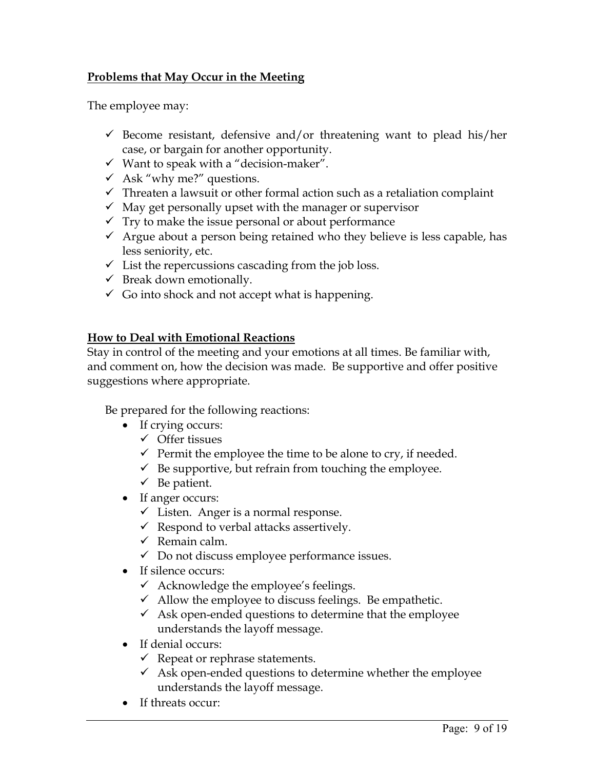**Problems that May Occur in the Meeting**

The employee may:

- ✓ Become resistant, defensive and/or threatening want to plead his/her case, or bargain for another opportunity.
- ✓ Want to speak with a "decision-maker".
- ✓ Ask "why me?" questions.
- ✓ Threaten a lawsuit or other formal action such as a retaliation complaint
- ✓ May get personally upset with the manager or supervisor
- ✓ Try to make the issue personal or about performance
- ✓ Argue about a person being retained who they believe is less capable, has less seniority, etc.
- ✓ List the repercussions cascading from the job loss.
- ✓ Break down emotionally.
- ✓ Go into shock and not accept what is happening.

**How to Deal with Emotional Reactions**

Stay in control of the meeting and your emotions at all times. Be familiar with, and comment on, how the decision was made. Be supportive and offer positive suggestions where appropriate.

Be prepared for the following reactions:

- If crying occurs:
  - ✓ Offer tissues
  - ✓ Permit the employee the time to be alone to cry, if needed.
  - ✓ Be supportive, but refrain from touching the employee.
  - ✓ Be patient.
- If anger occurs:
  - ✓ Listen. Anger is a normal response.
  - ✓ Respond to verbal attacks assertively.
  - ✓ Remain calm.
  - ✓ Do not discuss employee performance issues.
- If silence occurs:
  - ✓ Acknowledge the employee's feelings.
  - ✓ Allow the employee to discuss feelings. Be empathetic.
  - ✓ Ask open-ended questions to determine that the employee understands the layoff message.
- If denial occurs:
  - ✓ Repeat or rephrase statements.
  - ✓ Ask open-ended questions to determine whether the employee understands the layoff message.
- If threats occur: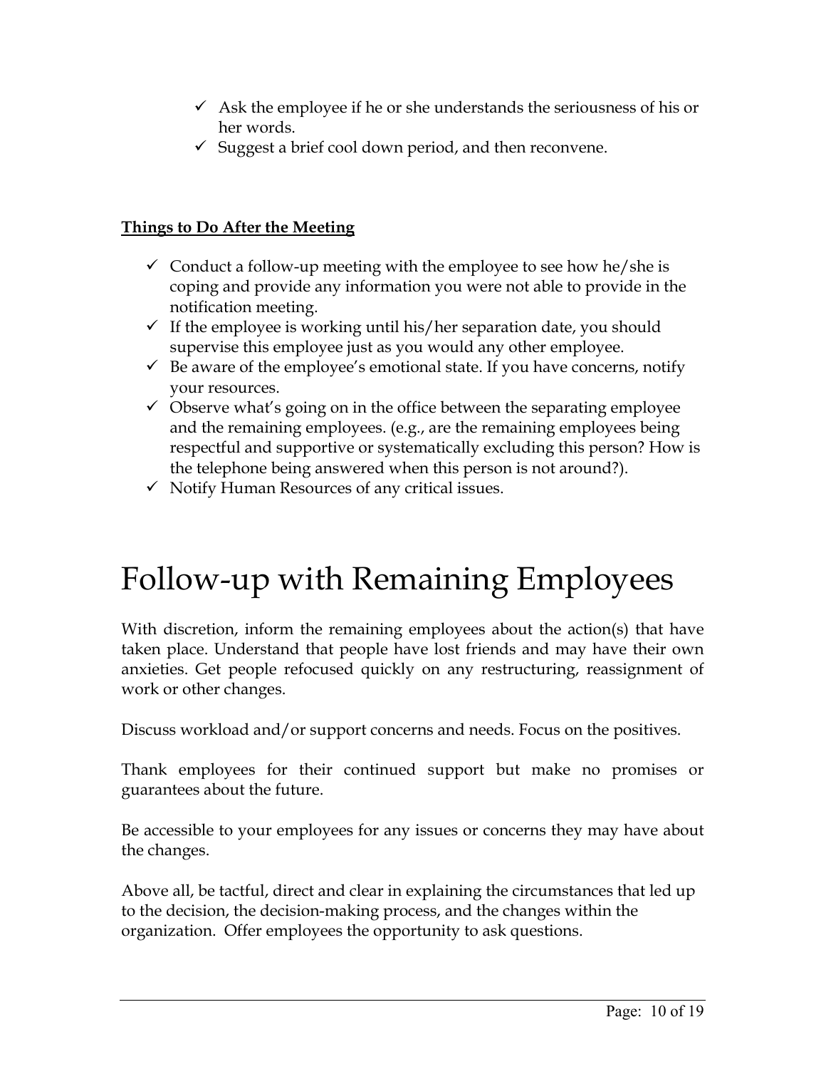- ✓ Ask the employee if he or she understands the seriousness of his or her words.
- ✓ Suggest a brief cool down period, and then reconvene.

**Things to Do After the Meeting**

- ✓ Conduct a follow-up meeting with the employee to see how he/she is coping and provide any information you were not able to provide in the notification meeting.
- ✓ If the employee is working until his/her separation date, you should supervise this employee just as you would any other employee.
- ✓ Be aware of the employee's emotional state. If you have concerns, notify your resources.
- ✓ Observe what's going on in the office between the separating employee and the remaining employees. (e.g., are the remaining employees being respectful and supportive or systematically excluding this person? How is the telephone being answered when this person is not around?).
- ✓ Notify Human Resources of any critical issues.

# Follow-up with Remaining Employees

With discretion, inform the remaining employees about the action(s) that have taken place. Understand that people have lost friends and may have their own anxieties. Get people refocused quickly on any restructuring, reassignment of work or other changes.

Discuss workload and/or support concerns and needs. Focus on the positives.

Thank employees for their continued support but make no promises or guarantees about the future.

Be accessible to your employees for any issues or concerns they may have about the changes.

Above all, be tactful, direct and clear in explaining the circumstances that led up to the decision, the decision-making process, and the changes within the organization. Offer employees the opportunity to ask questions.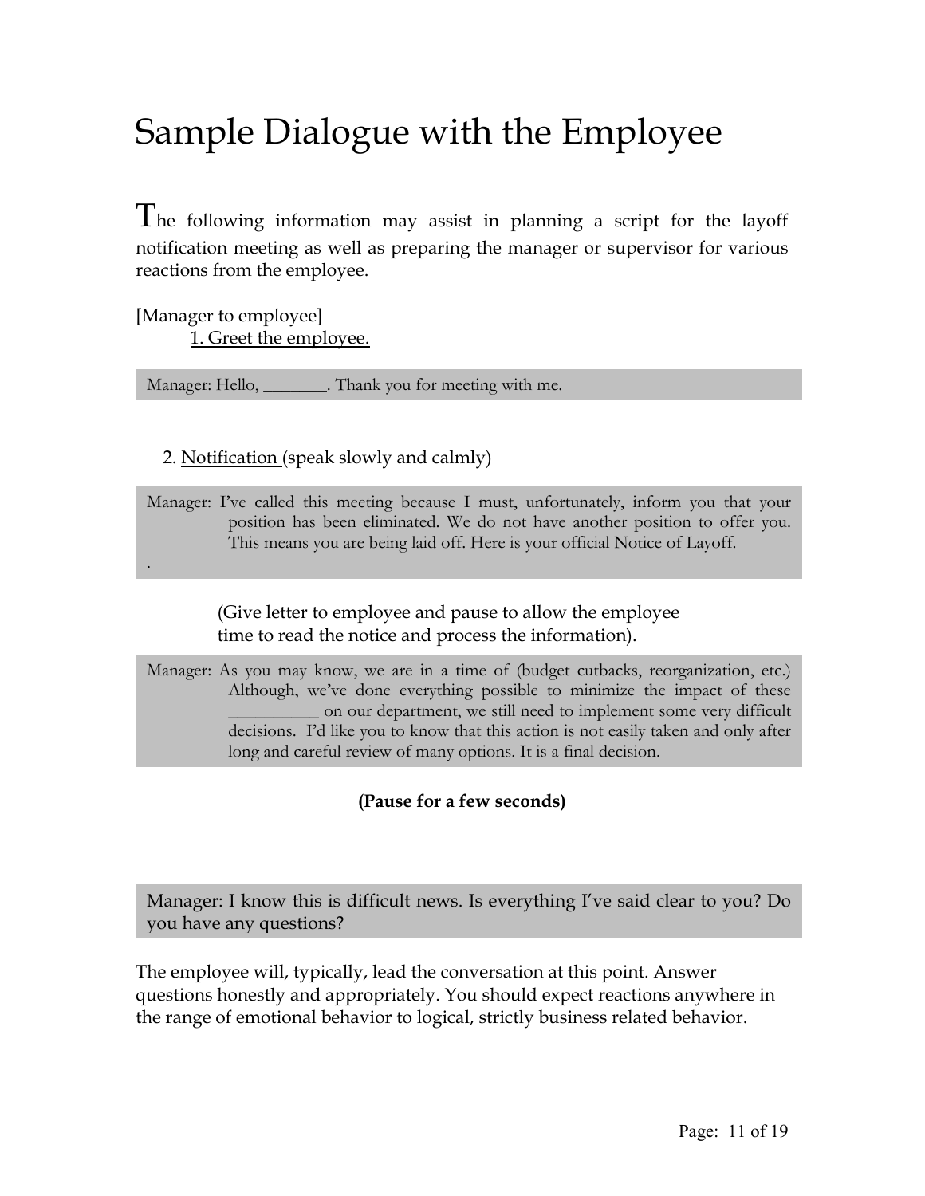# Sample Dialogue with the Employee

The following information may assist in planning a script for the layoff notification meeting as well as preparing the manager or supervisor for various reactions from the employee.

[Manager to employee]

1. Greet the employee.

> Manager: Hello, _______. Thank you for meeting with me.

2. Notification (speak slowly and calmly)

> Manager: I've called this meeting because I must, unfortunately, inform you that your position has been eliminated. We do not have another position to offer you. This means you are being laid off. Here is your official Notice of Layoff.
>
> .

(Give letter to employee and pause to allow the employee time to read the notice and process the information).

> Manager: As you may know, we are in a time of (budget cutbacks, reorganization, etc.) Although, we've done everything possible to minimize the impact of these __________ on our department, we still need to implement some very difficult decisions. I'd like you to know that this action is not easily taken and only after long and careful review of many options. It is a final decision.

**(Pause for a few seconds)**

> Manager: I know this is difficult news. Is everything I've said clear to you? Do you have any questions?

The employee will, typically, lead the conversation at this point. Answer questions honestly and appropriately. You should expect reactions anywhere in the range of emotional behavior to logical, strictly business related behavior.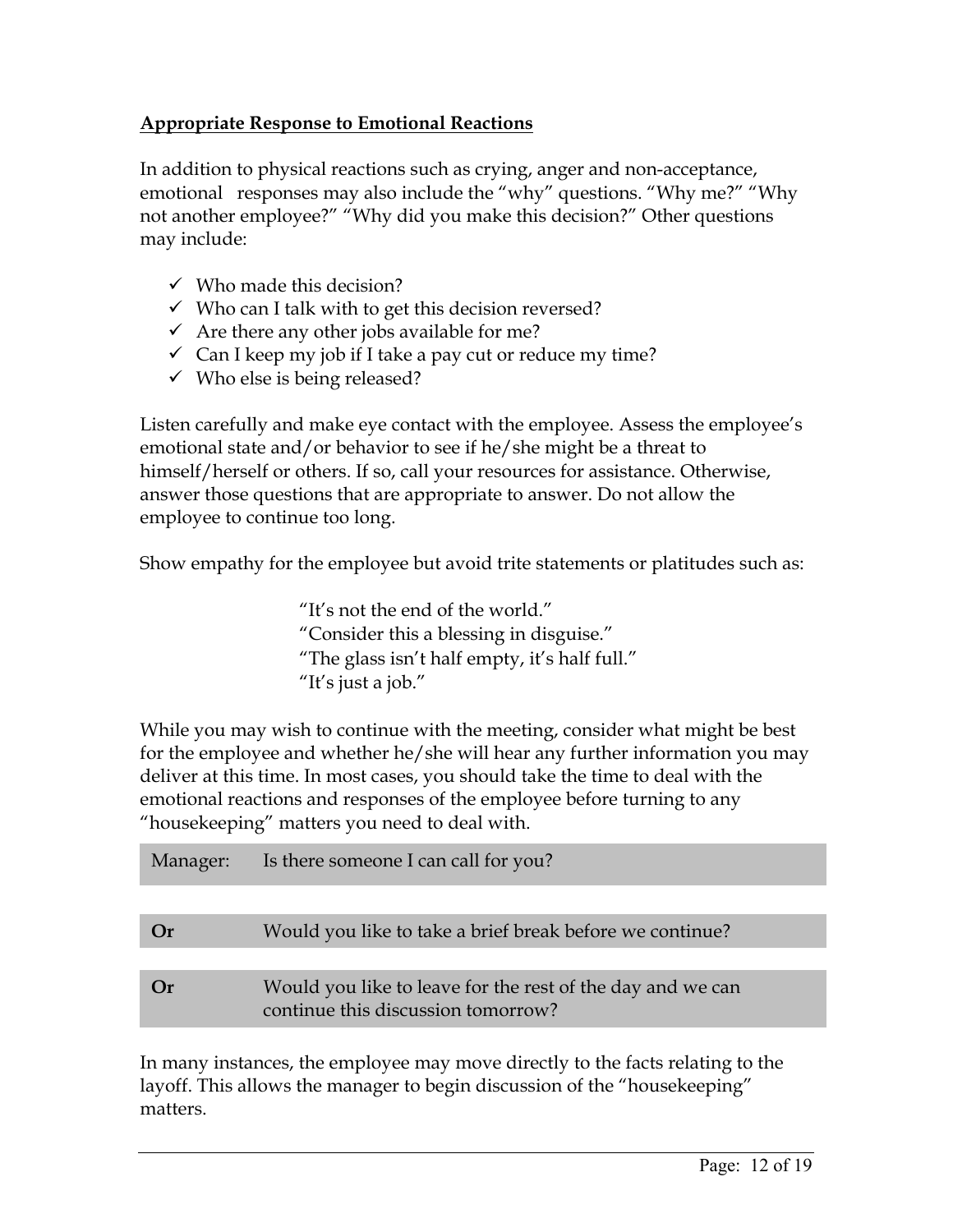## Appropriate Response to Emotional Reactions

In addition to physical reactions such as crying, anger and non-acceptance, emotional responses may also include the "why" questions. "Why me?" "Why not another employee?" "Why did you make this decision?" Other questions may include:

- ✓ Who made this decision?
- ✓ Who can I talk with to get this decision reversed?
- ✓ Are there any other jobs available for me?
- ✓ Can I keep my job if I take a pay cut or reduce my time?
- ✓ Who else is being released?

Listen carefully and make eye contact with the employee. Assess the employee's emotional state and/or behavior to see if he/she might be a threat to himself/herself or others. If so, call your resources for assistance. Otherwise, answer those questions that are appropriate to answer. Do not allow the employee to continue too long.

Show empathy for the employee but avoid trite statements or platitudes such as:

> "It's not the end of the world."
> "Consider this a blessing in disguise."
> "The glass isn't half empty, it's half full."
> "It's just a job."

While you may wish to continue with the meeting, consider what might be best for the employee and whether he/she will hear any further information you may deliver at this time. In most cases, you should take the time to deal with the emotional reactions and responses of the employee before turning to any "housekeeping" matters you need to deal with.

| Manager: | Is there someone I can call for you? |
|---|---|
| **Or** | Would you like to take a brief break before we continue? |
| **Or** | Would you like to leave for the rest of the day and we can continue this discussion tomorrow? |

In many instances, the employee may move directly to the facts relating to the layoff. This allows the manager to begin discussion of the "housekeeping" matters.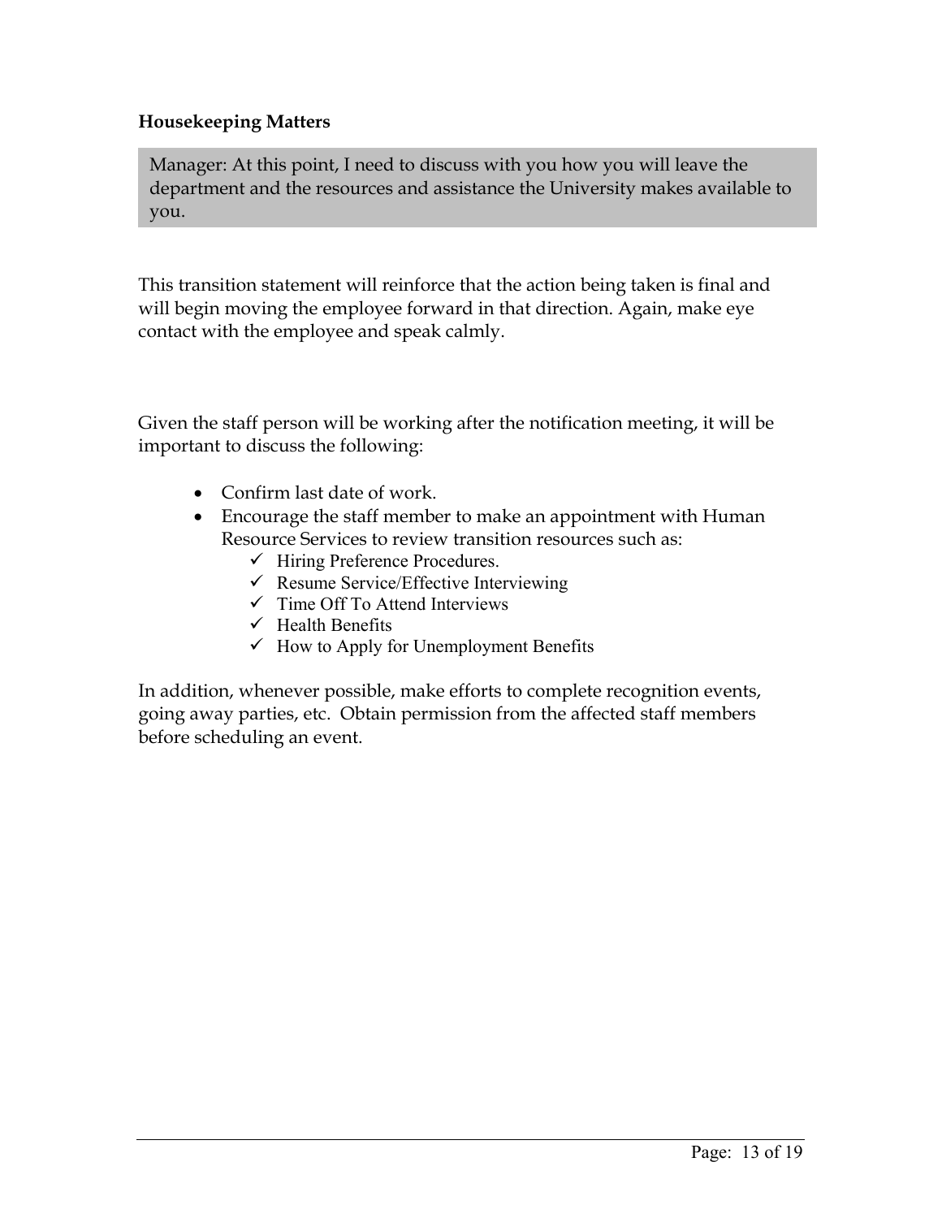**Housekeeping Matters**

> Manager: At this point, I need to discuss with you how you will leave the department and the resources and assistance the University makes available to you.

This transition statement will reinforce that the action being taken is final and will begin moving the employee forward in that direction. Again, make eye contact with the employee and speak calmly.

Given the staff person will be working after the notification meeting, it will be important to discuss the following:

- Confirm last date of work.
- Encourage the staff member to make an appointment with Human Resource Services to review transition resources such as:
  - ✓ Hiring Preference Procedures.
  - ✓ Resume Service/Effective Interviewing
  - ✓ Time Off To Attend Interviews
  - ✓ Health Benefits
  - ✓ How to Apply for Unemployment Benefits

In addition, whenever possible, make efforts to complete recognition events, going away parties, etc. Obtain permission from the affected staff members before scheduling an event.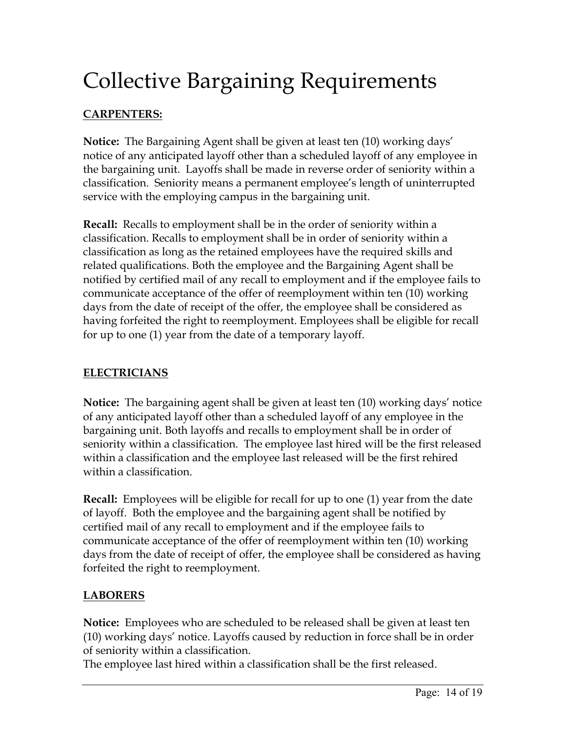# Collective Bargaining Requirements

**CARPENTERS:**

**Notice:** The Bargaining Agent shall be given at least ten (10) working days' notice of any anticipated layoff other than a scheduled layoff of any employee in the bargaining unit. Layoffs shall be made in reverse order of seniority within a classification. Seniority means a permanent employee's length of uninterrupted service with the employing campus in the bargaining unit.

**Recall:** Recalls to employment shall be in the order of seniority within a classification. Recalls to employment shall be in order of seniority within a classification as long as the retained employees have the required skills and related qualifications. Both the employee and the Bargaining Agent shall be notified by certified mail of any recall to employment and if the employee fails to communicate acceptance of the offer of reemployment within ten (10) working days from the date of receipt of the offer, the employee shall be considered as having forfeited the right to reemployment. Employees shall be eligible for recall for up to one (1) year from the date of a temporary layoff.

**ELECTRICIANS**

**Notice:** The bargaining agent shall be given at least ten (10) working days' notice of any anticipated layoff other than a scheduled layoff of any employee in the bargaining unit. Both layoffs and recalls to employment shall be in order of seniority within a classification. The employee last hired will be the first released within a classification and the employee last released will be the first rehired within a classification.

**Recall:** Employees will be eligible for recall for up to one (1) year from the date of layoff. Both the employee and the bargaining agent shall be notified by certified mail of any recall to employment and if the employee fails to communicate acceptance of the offer of reemployment within ten (10) working days from the date of receipt of offer, the employee shall be considered as having forfeited the right to reemployment.

**LABORERS**

**Notice:** Employees who are scheduled to be released shall be given at least ten (10) working days' notice. Layoffs caused by reduction in force shall be in order of seniority within a classification.
The employee last hired within a classification shall be the first released.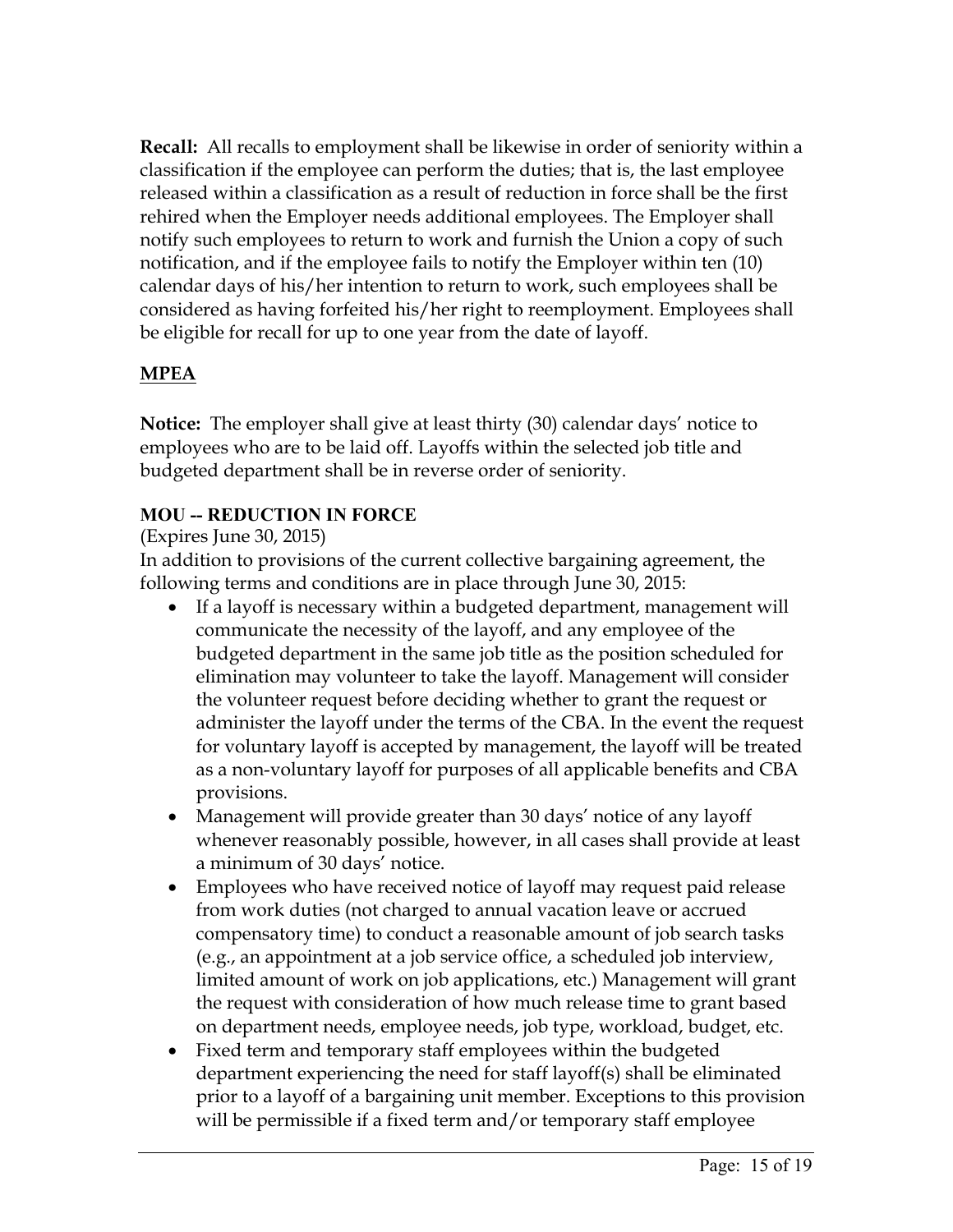**Recall:** All recalls to employment shall be likewise in order of seniority within a classification if the employee can perform the duties; that is, the last employee released within a classification as a result of reduction in force shall be the first rehired when the Employer needs additional employees. The Employer shall notify such employees to return to work and furnish the Union a copy of such notification, and if the employee fails to notify the Employer within ten (10) calendar days of his/her intention to return to work, such employees shall be considered as having forfeited his/her right to reemployment. Employees shall be eligible for recall for up to one year from the date of layoff.

## MPEA

**Notice:** The employer shall give at least thirty (30) calendar days' notice to employees who are to be laid off. Layoffs within the selected job title and budgeted department shall be in reverse order of seniority.

### MOU -- REDUCTION IN FORCE

(Expires June 30, 2015)

In addition to provisions of the current collective bargaining agreement, the following terms and conditions are in place through June 30, 2015:

- If a layoff is necessary within a budgeted department, management will communicate the necessity of the layoff, and any employee of the budgeted department in the same job title as the position scheduled for elimination may volunteer to take the layoff. Management will consider the volunteer request before deciding whether to grant the request or administer the layoff under the terms of the CBA. In the event the request for voluntary layoff is accepted by management, the layoff will be treated as a non-voluntary layoff for purposes of all applicable benefits and CBA provisions.
- Management will provide greater than 30 days' notice of any layoff whenever reasonably possible, however, in all cases shall provide at least a minimum of 30 days' notice.
- Employees who have received notice of layoff may request paid release from work duties (not charged to annual vacation leave or accrued compensatory time) to conduct a reasonable amount of job search tasks (e.g., an appointment at a job service office, a scheduled job interview, limited amount of work on job applications, etc.) Management will grant the request with consideration of how much release time to grant based on department needs, employee needs, job type, workload, budget, etc.
- Fixed term and temporary staff employees within the budgeted department experiencing the need for staff layoff(s) shall be eliminated prior to a layoff of a bargaining unit member. Exceptions to this provision will be permissible if a fixed term and/or temporary staff employee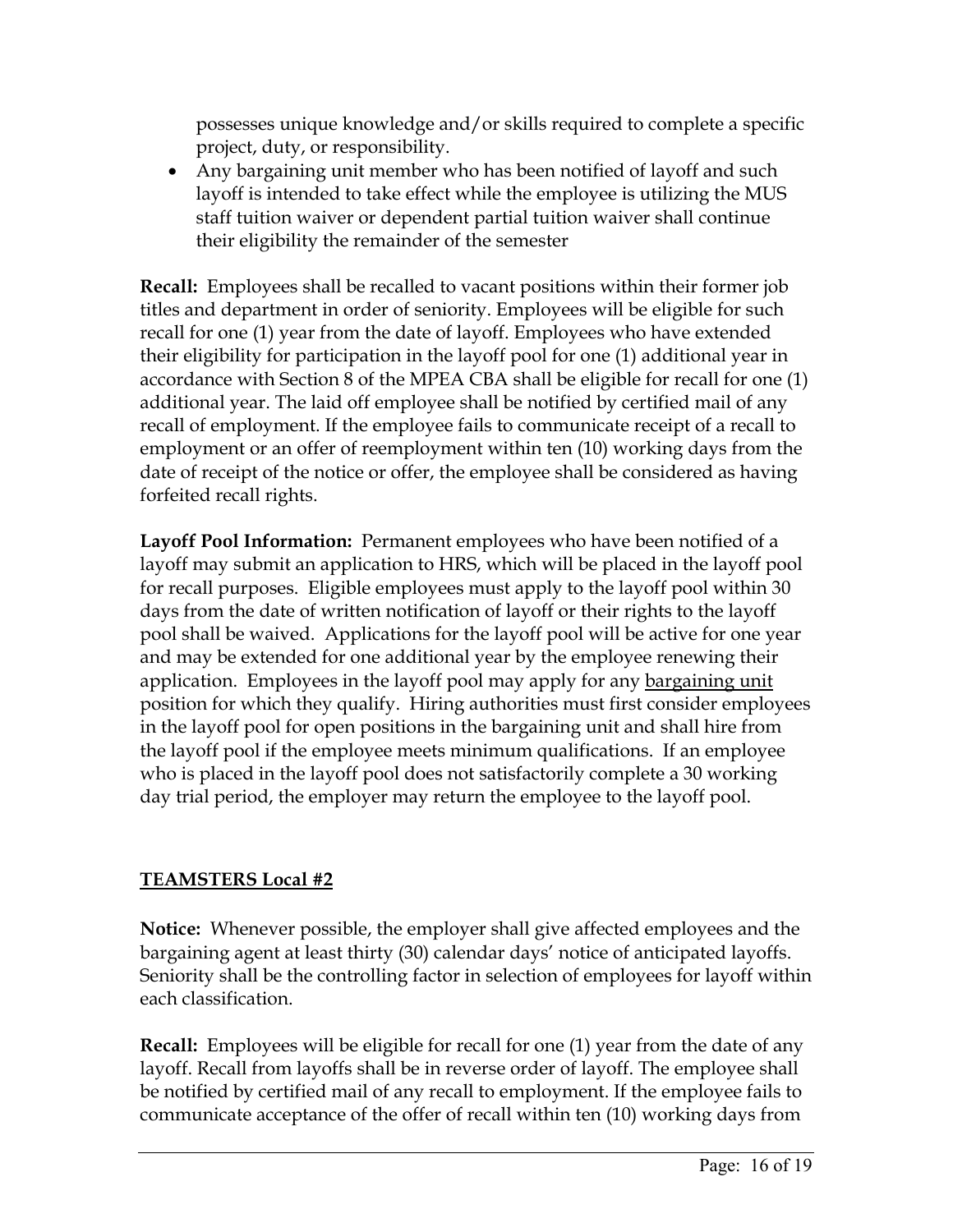possesses unique knowledge and/or skills required to complete a specific project, duty, or responsibility.

- Any bargaining unit member who has been notified of layoff and such layoff is intended to take effect while the employee is utilizing the MUS staff tuition waiver or dependent partial tuition waiver shall continue their eligibility the remainder of the semester

**Recall:** Employees shall be recalled to vacant positions within their former job titles and department in order of seniority. Employees will be eligible for such recall for one (1) year from the date of layoff. Employees who have extended their eligibility for participation in the layoff pool for one (1) additional year in accordance with Section 8 of the MPEA CBA shall be eligible for recall for one (1) additional year. The laid off employee shall be notified by certified mail of any recall of employment. If the employee fails to communicate receipt of a recall to employment or an offer of reemployment within ten (10) working days from the date of receipt of the notice or offer, the employee shall be considered as having forfeited recall rights.

**Layoff Pool Information:** Permanent employees who have been notified of a layoff may submit an application to HRS, which will be placed in the layoff pool for recall purposes. Eligible employees must apply to the layoff pool within 30 days from the date of written notification of layoff or their rights to the layoff pool shall be waived. Applications for the layoff pool will be active for one year and may be extended for one additional year by the employee renewing their application. Employees in the layoff pool may apply for any bargaining unit position for which they qualify. Hiring authorities must first consider employees in the layoff pool for open positions in the bargaining unit and shall hire from the layoff pool if the employee meets minimum qualifications. If an employee who is placed in the layoff pool does not satisfactorily complete a 30 working day trial period, the employer may return the employee to the layoff pool.

## TEAMSTERS Local #2

**Notice:** Whenever possible, the employer shall give affected employees and the bargaining agent at least thirty (30) calendar days' notice of anticipated layoffs. Seniority shall be the controlling factor in selection of employees for layoff within each classification.

**Recall:** Employees will be eligible for recall for one (1) year from the date of any layoff. Recall from layoffs shall be in reverse order of layoff. The employee shall be notified by certified mail of any recall to employment. If the employee fails to communicate acceptance of the offer of recall within ten (10) working days from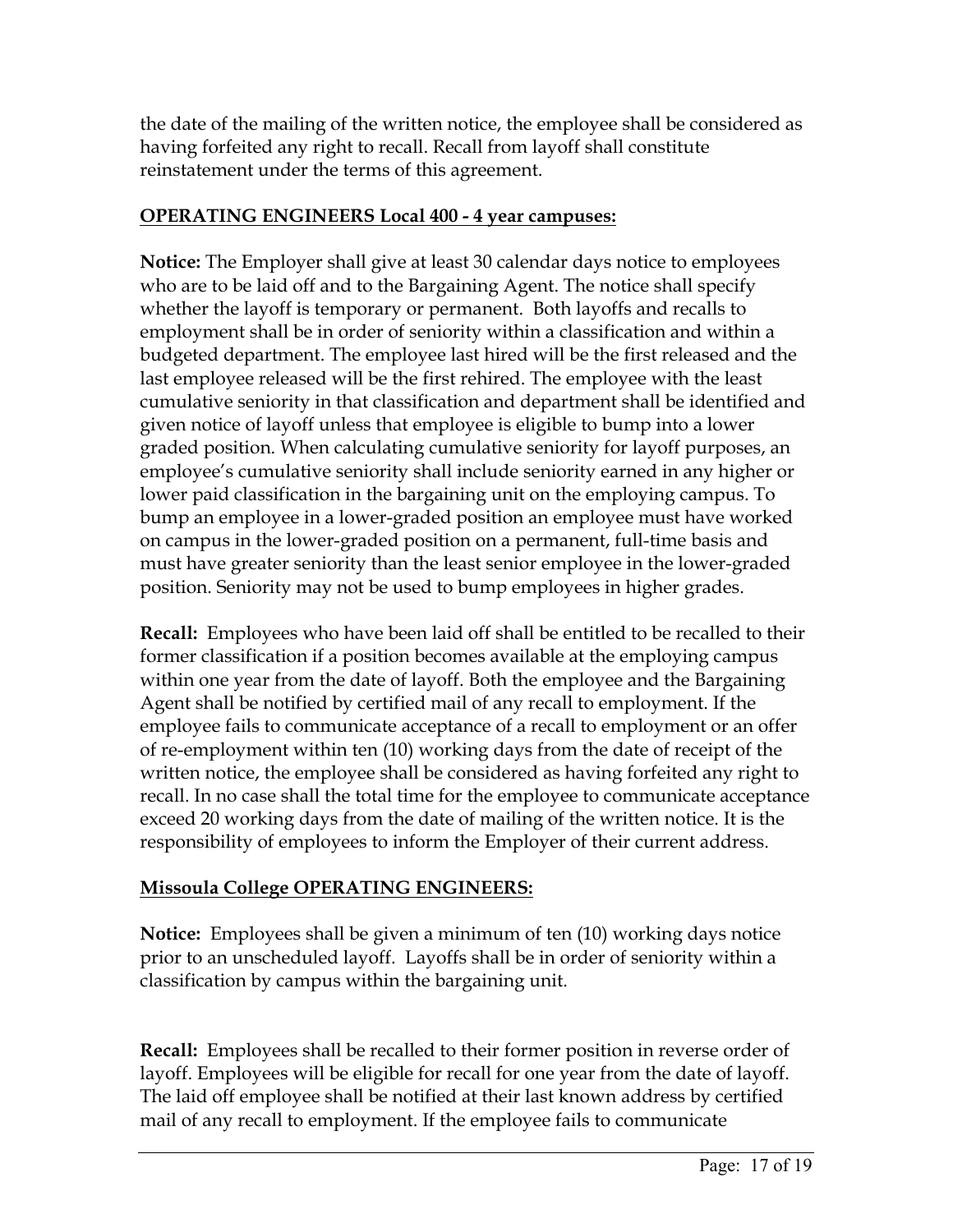the date of the mailing of the written notice, the employee shall be considered as having forfeited any right to recall. Recall from layoff shall constitute reinstatement under the terms of this agreement.

**OPERATING ENGINEERS Local 400 - 4 year campuses:**

**Notice:** The Employer shall give at least 30 calendar days notice to employees who are to be laid off and to the Bargaining Agent. The notice shall specify whether the layoff is temporary or permanent. Both layoffs and recalls to employment shall be in order of seniority within a classification and within a budgeted department. The employee last hired will be the first released and the last employee released will be the first rehired. The employee with the least cumulative seniority in that classification and department shall be identified and given notice of layoff unless that employee is eligible to bump into a lower graded position. When calculating cumulative seniority for layoff purposes, an employee's cumulative seniority shall include seniority earned in any higher or lower paid classification in the bargaining unit on the employing campus. To bump an employee in a lower-graded position an employee must have worked on campus in the lower-graded position on a permanent, full-time basis and must have greater seniority than the least senior employee in the lower-graded position. Seniority may not be used to bump employees in higher grades.

**Recall:** Employees who have been laid off shall be entitled to be recalled to their former classification if a position becomes available at the employing campus within one year from the date of layoff. Both the employee and the Bargaining Agent shall be notified by certified mail of any recall to employment. If the employee fails to communicate acceptance of a recall to employment or an offer of re-employment within ten (10) working days from the date of receipt of the written notice, the employee shall be considered as having forfeited any right to recall. In no case shall the total time for the employee to communicate acceptance exceed 20 working days from the date of mailing of the written notice. It is the responsibility of employees to inform the Employer of their current address.

**Missoula College OPERATING ENGINEERS:**

**Notice:** Employees shall be given a minimum of ten (10) working days notice prior to an unscheduled layoff. Layoffs shall be in order of seniority within a classification by campus within the bargaining unit.

**Recall:** Employees shall be recalled to their former position in reverse order of layoff. Employees will be eligible for recall for one year from the date of layoff. The laid off employee shall be notified at their last known address by certified mail of any recall to employment. If the employee fails to communicate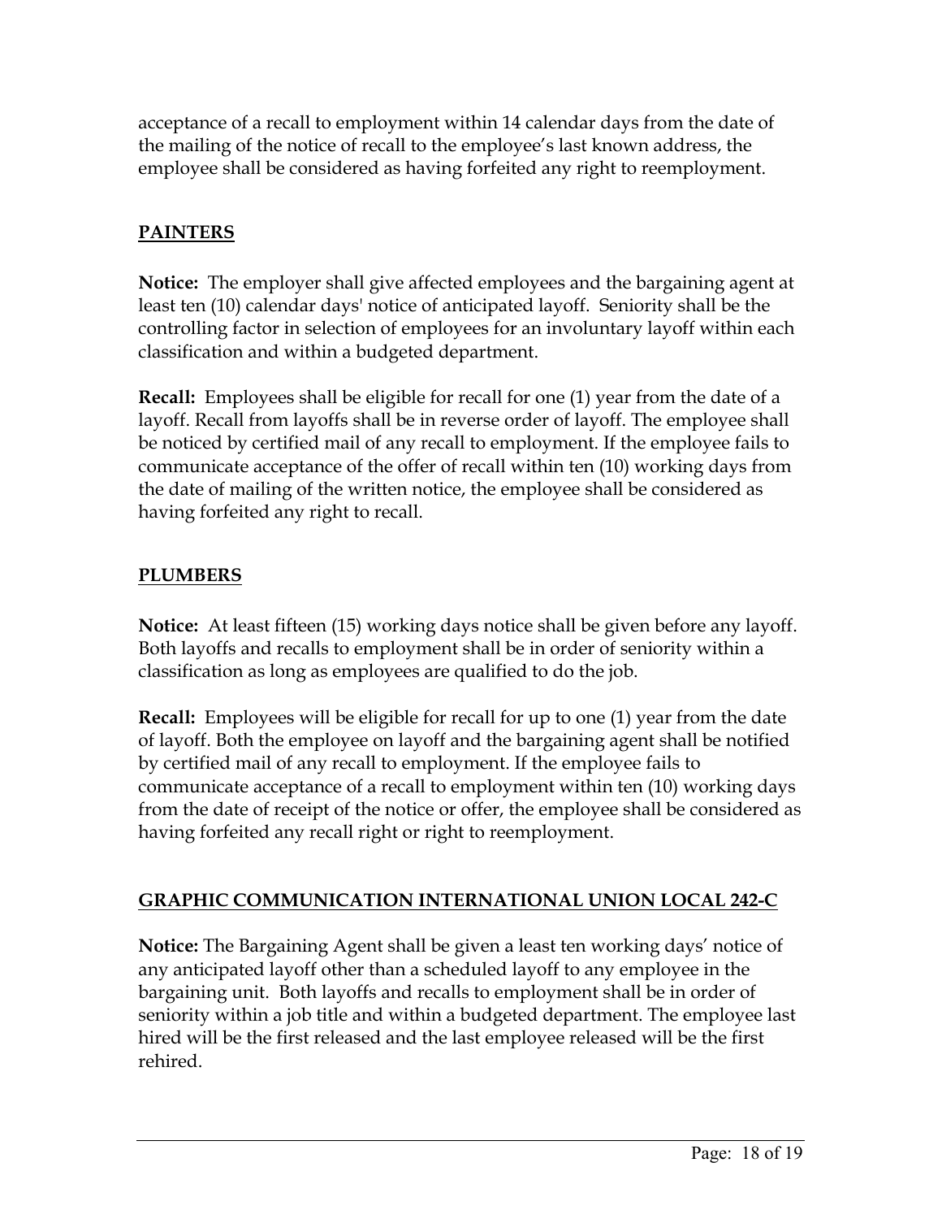acceptance of a recall to employment within 14 calendar days from the date of the mailing of the notice of recall to the employee's last known address, the employee shall be considered as having forfeited any right to reemployment.

## PAINTERS

**Notice:** The employer shall give affected employees and the bargaining agent at least ten (10) calendar days' notice of anticipated layoff. Seniority shall be the controlling factor in selection of employees for an involuntary layoff within each classification and within a budgeted department.

**Recall:** Employees shall be eligible for recall for one (1) year from the date of a layoff. Recall from layoffs shall be in reverse order of layoff. The employee shall be noticed by certified mail of any recall to employment. If the employee fails to communicate acceptance of the offer of recall within ten (10) working days from the date of mailing of the written notice, the employee shall be considered as having forfeited any right to recall.

## PLUMBERS

**Notice:** At least fifteen (15) working days notice shall be given before any layoff. Both layoffs and recalls to employment shall be in order of seniority within a classification as long as employees are qualified to do the job.

**Recall:** Employees will be eligible for recall for up to one (1) year from the date of layoff. Both the employee on layoff and the bargaining agent shall be notified by certified mail of any recall to employment. If the employee fails to communicate acceptance of a recall to employment within ten (10) working days from the date of receipt of the notice or offer, the employee shall be considered as having forfeited any recall right or right to reemployment.

## GRAPHIC COMMUNICATION INTERNATIONAL UNION LOCAL 242-C

**Notice:** The Bargaining Agent shall be given a least ten working days' notice of any anticipated layoff other than a scheduled layoff to any employee in the bargaining unit. Both layoffs and recalls to employment shall be in order of seniority within a job title and within a budgeted department. The employee last hired will be the first released and the last employee released will be the first rehired.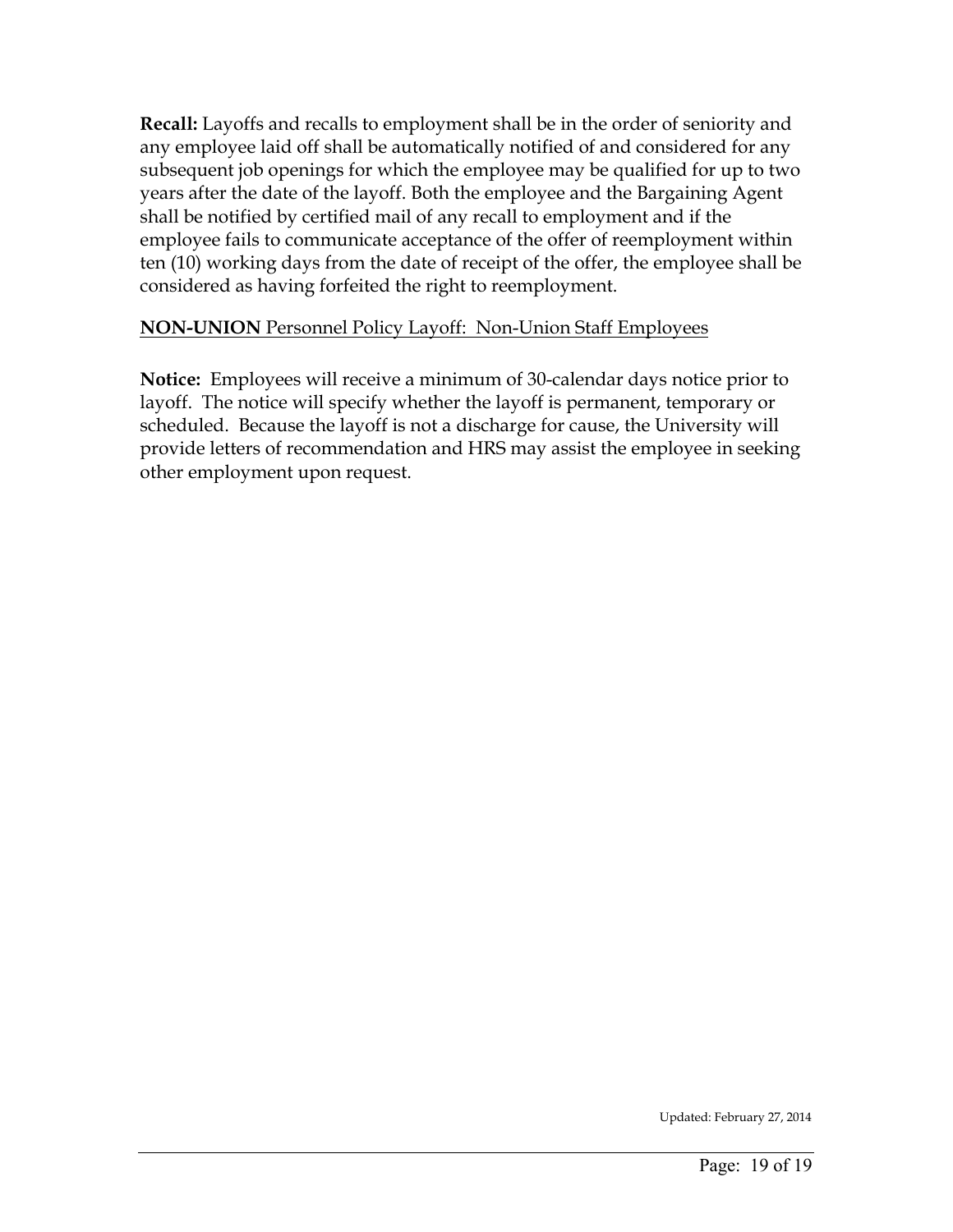**Recall:** Layoffs and recalls to employment shall be in the order of seniority and any employee laid off shall be automatically notified of and considered for any subsequent job openings for which the employee may be qualified for up to two years after the date of the layoff. Both the employee and the Bargaining Agent shall be notified by certified mail of any recall to employment and if the employee fails to communicate acceptance of the offer of reemployment within ten (10) working days from the date of receipt of the offer, the employee shall be considered as having forfeited the right to reemployment.

**NON-UNION** Personnel Policy Layoff: Non-Union Staff Employees

**Notice:** Employees will receive a minimum of 30-calendar days notice prior to layoff. The notice will specify whether the layoff is permanent, temporary or scheduled. Because the layoff is not a discharge for cause, the University will provide letters of recommendation and HRS may assist the employee in seeking other employment upon request.

Updated: February 27, 2014